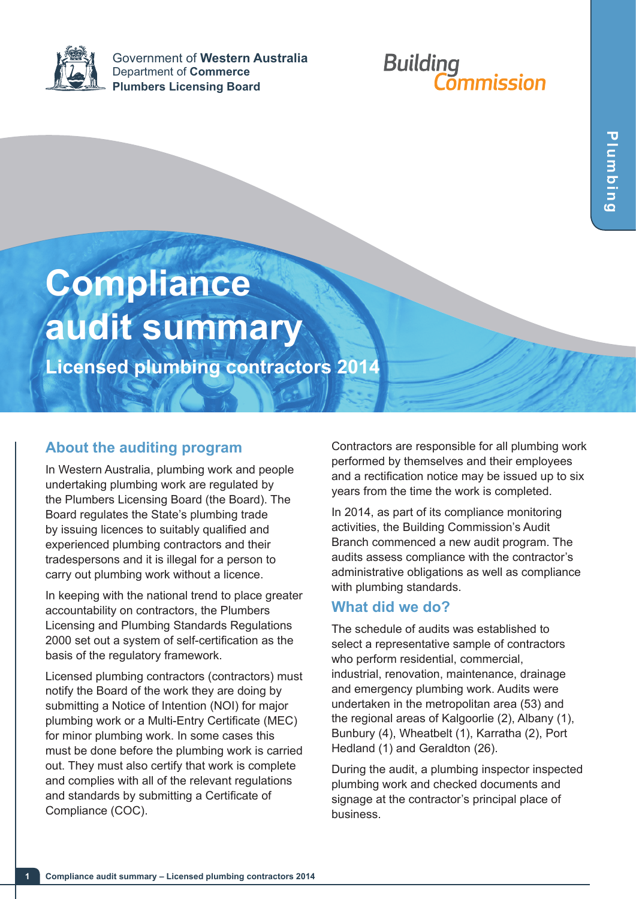Government of **Western Australia**
Department of **Commerce**
**Plumbers Licensing Board**

Building Commission

Plumbing

# Compliance audit summary

## Licensed plumbing contractors 2014

## About the auditing program

In Western Australia, plumbing work and people undertaking plumbing work are regulated by the Plumbers Licensing Board (the Board). The Board regulates the State's plumbing trade by issuing licences to suitably qualified and experienced plumbing contractors and their tradespersons and it is illegal for a person to carry out plumbing work without a licence.

In keeping with the national trend to place greater accountability on contractors, the Plumbers Licensing and Plumbing Standards Regulations 2000 set out a system of self-certification as the basis of the regulatory framework.

Licensed plumbing contractors (contractors) must notify the Board of the work they are doing by submitting a Notice of Intention (NOI) for major plumbing work or a Multi-Entry Certificate (MEC) for minor plumbing work. In some cases this must be done before the plumbing work is carried out. They must also certify that work is complete and complies with all of the relevant regulations and standards by submitting a Certificate of Compliance (COC).

Contractors are responsible for all plumbing work performed by themselves and their employees and a rectification notice may be issued up to six years from the time the work is completed.

In 2014, as part of its compliance monitoring activities, the Building Commission's Audit Branch commenced a new audit program. The audits assess compliance with the contractor's administrative obligations as well as compliance with plumbing standards.

## What did we do?

The schedule of audits was established to select a representative sample of contractors who perform residential, commercial, industrial, renovation, maintenance, drainage and emergency plumbing work. Audits were undertaken in the metropolitan area (53) and the regional areas of Kalgoorlie (2), Albany (1), Bunbury (4), Wheatbelt (1), Karratha (2), Port Hedland (1) and Geraldton (26).

During the audit, a plumbing inspector inspected plumbing work and checked documents and signage at the contractor's principal place of business.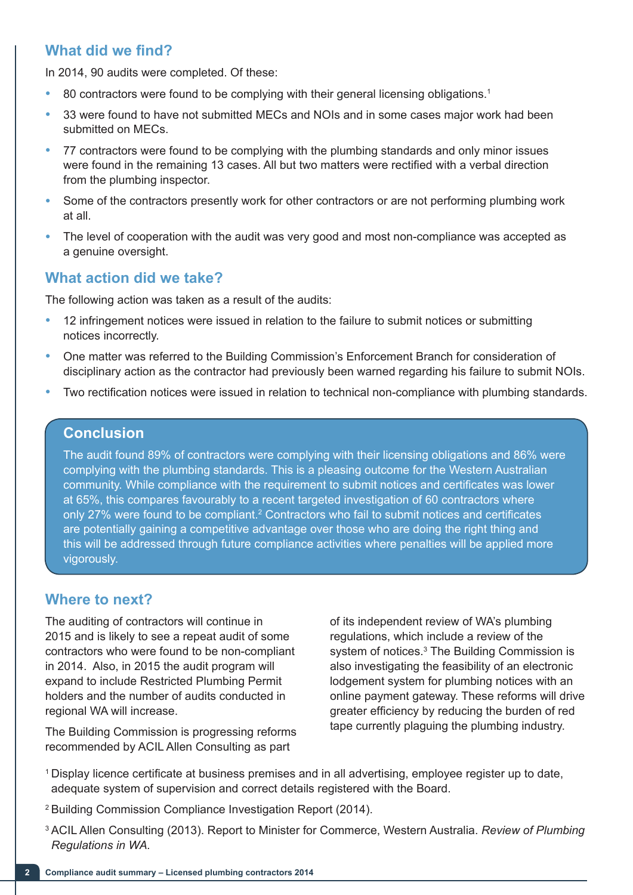## What did we find?

In 2014, 90 audits were completed. Of these:

- 80 contractors were found to be complying with their general licensing obligations.[1]
- 33 were found to have not submitted MECs and NOIs and in some cases major work had been submitted on MECs.
- 77 contractors were found to be complying with the plumbing standards and only minor issues were found in the remaining 13 cases. All but two matters were rectified with a verbal direction from the plumbing inspector.
- Some of the contractors presently work for other contractors or are not performing plumbing work at all.
- The level of cooperation with the audit was very good and most non-compliance was accepted as a genuine oversight.

## What action did we take?

The following action was taken as a result of the audits:

- 12 infringement notices were issued in relation to the failure to submit notices or submitting notices incorrectly.
- One matter was referred to the Building Commission's Enforcement Branch for consideration of disciplinary action as the contractor had previously been warned regarding his failure to submit NOIs.
- Two rectification notices were issued in relation to technical non-compliance with plumbing standards.

## Conclusion

The audit found 89% of contractors were complying with their licensing obligations and 86% were complying with the plumbing standards. This is a pleasing outcome for the Western Australian community. While compliance with the requirement to submit notices and certificates was lower at 65%, this compares favourably to a recent targeted investigation of 60 contractors where only 27% were found to be compliant.[2] Contractors who fail to submit notices and certificates are potentially gaining a competitive advantage over those who are doing the right thing and this will be addressed through future compliance activities where penalties will be applied more vigorously.

## Where to next?

The auditing of contractors will continue in 2015 and is likely to see a repeat audit of some contractors who were found to be non-compliant in 2014. Also, in 2015 the audit program will expand to include Restricted Plumbing Permit holders and the number of audits conducted in regional WA will increase.

The Building Commission is progressing reforms recommended by ACIL Allen Consulting as part of its independent review of WA's plumbing regulations, which include a review of the system of notices.[3] The Building Commission is also investigating the feasibility of an electronic lodgement system for plumbing notices with an online payment gateway. These reforms will drive greater efficiency by reducing the burden of red tape currently plaguing the plumbing industry.

[1] Display licence certificate at business premises and in all advertising, employee register up to date, adequate system of supervision and correct details registered with the Board.

[2] Building Commission Compliance Investigation Report (2014).

[3] ACIL Allen Consulting (2013). Report to Minister for Commerce, Western Australia. *Review of Plumbing Regulations in WA.*